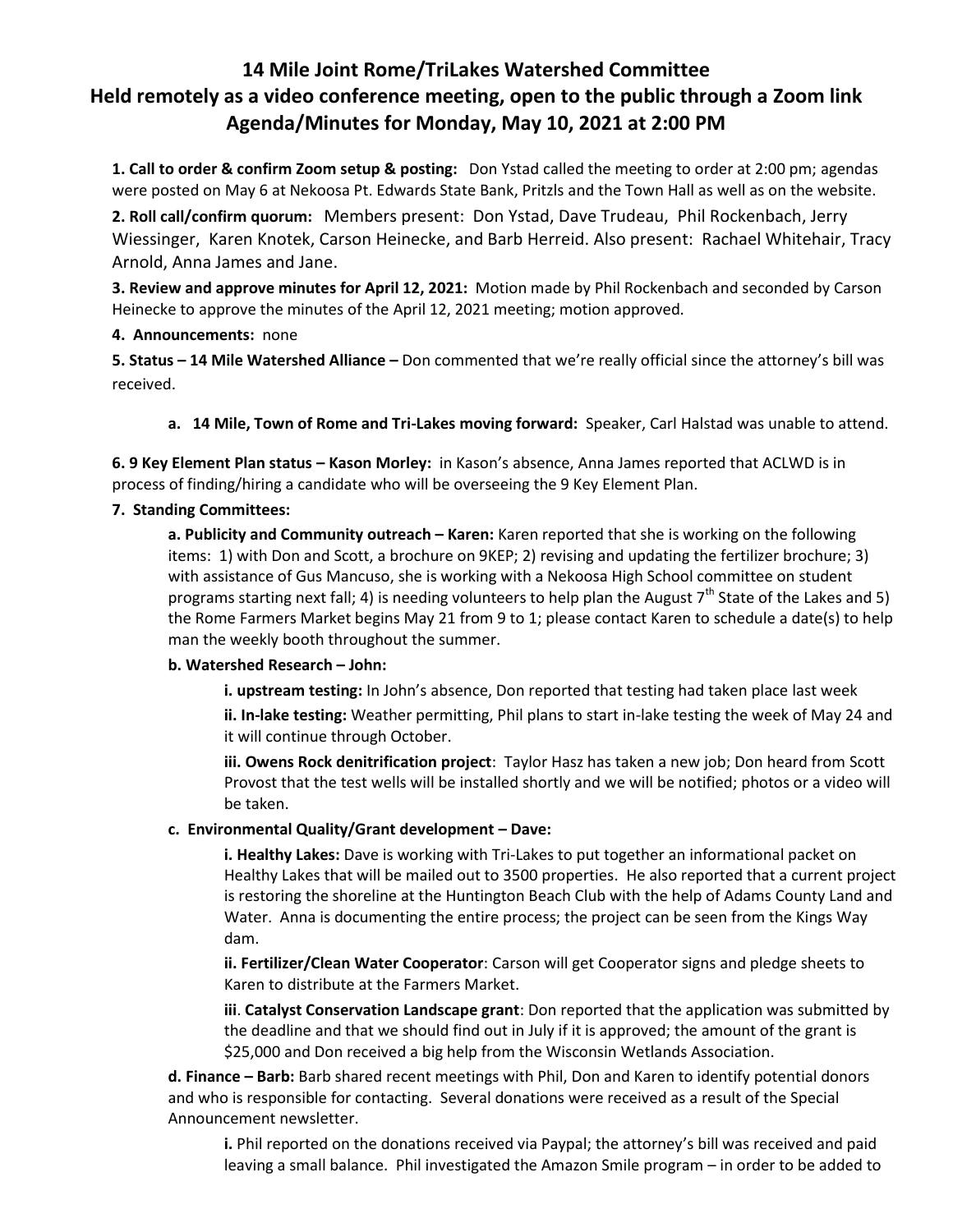# 14 Mile Joint Rome/TriLakes Watershed Committee
## Held remotely as a video conference meeting, open to the public through a Zoom link
## Agenda/Minutes for Monday, May 10, 2021 at 2:00 PM

**1. Call to order & confirm Zoom setup & posting:** Don Ystad called the meeting to order at 2:00 pm; agendas were posted on May 6 at Nekoosa Pt. Edwards State Bank, Pritzls and the Town Hall as well as on the website.

**2. Roll call/confirm quorum:** Members present: Don Ystad, Dave Trudeau, Phil Rockenbach, Jerry Wiessinger, Karen Knotek, Carson Heinecke, and Barb Herreid. Also present: Rachael Whitehair, Tracy Arnold, Anna James and Jane.

**3. Review and approve minutes for April 12, 2021:** Motion made by Phil Rockenbach and seconded by Carson Heinecke to approve the minutes of the April 12, 2021 meeting; motion approved.

**4. Announcements:** none

**5. Status – 14 Mile Watershed Alliance –** Don commented that we're really official since the attorney's bill was received.

a. **14 Mile, Town of Rome and Tri-Lakes moving forward:** Speaker, Carl Halstad was unable to attend.

**6. 9 Key Element Plan status – Kason Morley:** in Kason's absence, Anna James reported that ACLWD is in process of finding/hiring a candidate who will be overseeing the 9 Key Element Plan.

**7. Standing Committees:**

**a. Publicity and Community outreach – Karen:** Karen reported that she is working on the following items: 1) with Don and Scott, a brochure on 9KEP; 2) revising and updating the fertilizer brochure; 3) with assistance of Gus Mancuso, she is working with a Nekoosa High School committee on student programs starting next fall; 4) is needing volunteers to help plan the August 7th State of the Lakes and 5) the Rome Farmers Market begins May 21 from 9 to 1; please contact Karen to schedule a date(s) to help man the weekly booth throughout the summer.

**b. Watershed Research – John:**

**i. upstream testing:** In John's absence, Don reported that testing had taken place last week

**ii. In-lake testing:** Weather permitting, Phil plans to start in-lake testing the week of May 24 and it will continue through October.

**iii. Owens Rock denitrification project**: Taylor Hasz has taken a new job; Don heard from Scott Provost that the test wells will be installed shortly and we will be notified; photos or a video will be taken.

**c. Environmental Quality/Grant development – Dave:**

**i. Healthy Lakes:** Dave is working with Tri-Lakes to put together an informational packet on Healthy Lakes that will be mailed out to 3500 properties. He also reported that a current project is restoring the shoreline at the Huntington Beach Club with the help of Adams County Land and Water. Anna is documenting the entire process; the project can be seen from the Kings Way dam.

**ii. Fertilizer/Clean Water Cooperator**: Carson will get Cooperator signs and pledge sheets to Karen to distribute at the Farmers Market.

**iii**. **Catalyst Conservation Landscape grant**: Don reported that the application was submitted by the deadline and that we should find out in July if it is approved; the amount of the grant is \$25,000 and Don received a big help from the Wisconsin Wetlands Association.

**d. Finance – Barb:** Barb shared recent meetings with Phil, Don and Karen to identify potential donors and who is responsible for contacting. Several donations were received as a result of the Special Announcement newsletter.

**i.** Phil reported on the donations received via Paypal; the attorney's bill was received and paid leaving a small balance. Phil investigated the Amazon Smile program – in order to be added to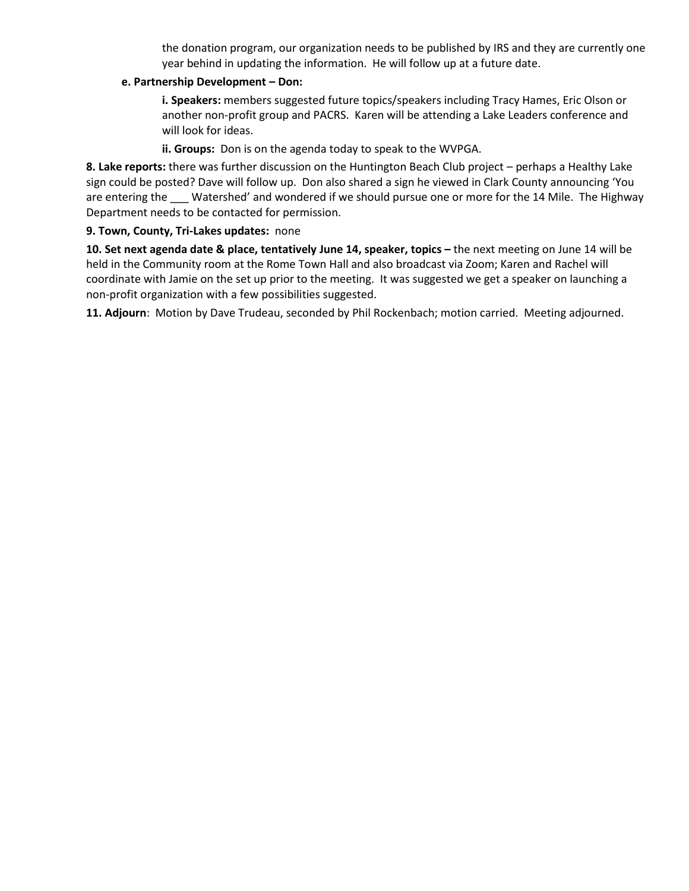the donation program, our organization needs to be published by IRS and they are currently one year behind in updating the information. He will follow up at a future date.

**e. Partnership Development – Don:**

**i. Speakers:** members suggested future topics/speakers including Tracy Hames, Eric Olson or another non-profit group and PACRS. Karen will be attending a Lake Leaders conference and will look for ideas.

**ii. Groups:** Don is on the agenda today to speak to the WVPGA.

**8. Lake reports:** there was further discussion on the Huntington Beach Club project – perhaps a Healthy Lake sign could be posted? Dave will follow up. Don also shared a sign he viewed in Clark County announcing 'You are entering the ___ Watershed' and wondered if we should pursue one or more for the 14 Mile. The Highway Department needs to be contacted for permission.

**9. Town, County, Tri-Lakes updates:** none

**10. Set next agenda date & place, tentatively June 14, speaker, topics –** the next meeting on June 14 will be held in the Community room at the Rome Town Hall and also broadcast via Zoom; Karen and Rachel will coordinate with Jamie on the set up prior to the meeting. It was suggested we get a speaker on launching a non-profit organization with a few possibilities suggested.

**11. Adjourn**: Motion by Dave Trudeau, seconded by Phil Rockenbach; motion carried. Meeting adjourned.